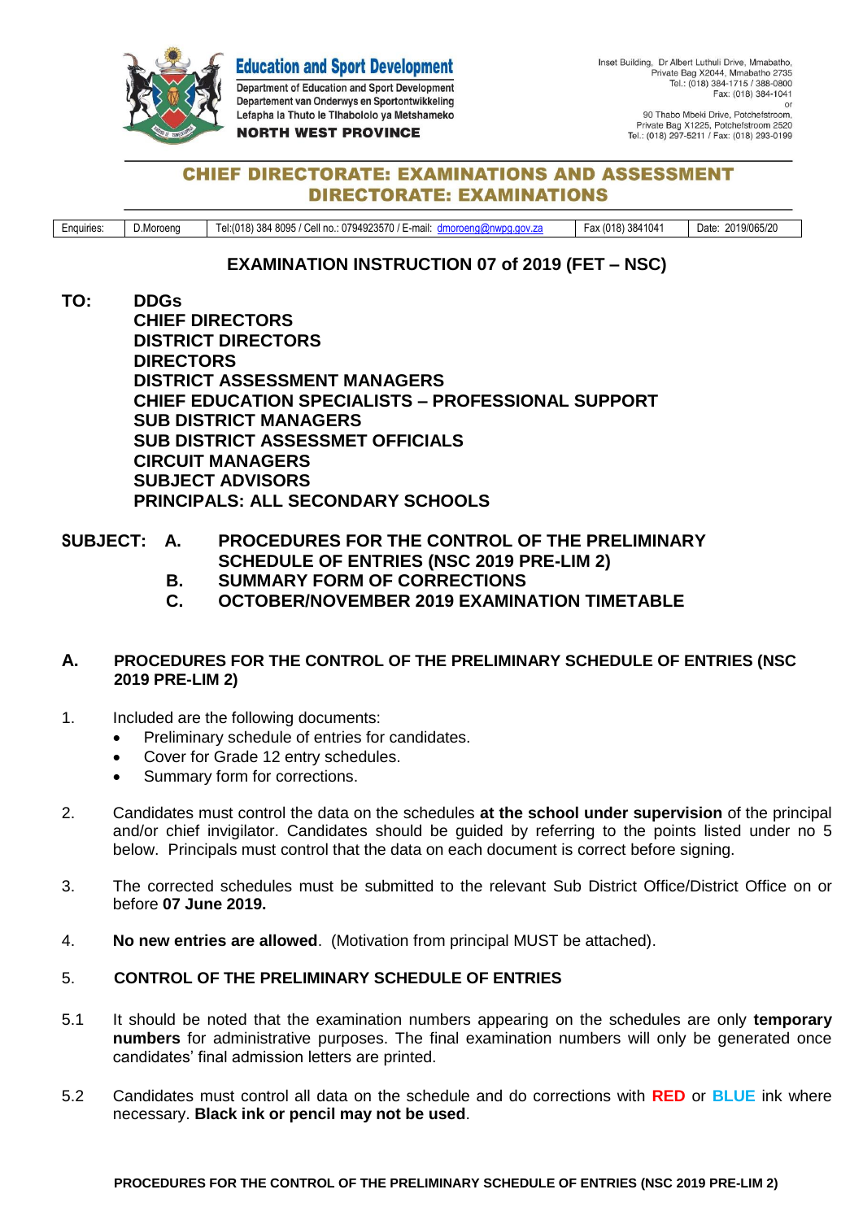**Education and Sport Development**
Department of Education and Sport Development
Departement van Onderwys en Sportontwikkeling
Lefapha la Thuto le Tlhabololo ya Metshameko
**NORTH WEST PROVINCE**

Inset Building, Dr Albert Luthuli Drive, Mmabatho,
Private Bag X2044, Mmabatho 2735
Tel.: (018) 384-1715 / 388-0800
Fax: (018) 384-1041
or
90 Thabo Mbeki Drive, Potchefstroom,
Private Bag X1225, Potchefstroom 2520
Tel.: (018) 297-5211 / Fax: (018) 293-0199

## CHIEF DIRECTORATE: EXAMINATIONS AND ASSESSMENT
## DIRECTORATE: EXAMINATIONS

| Enquiries: | D.Moroeng | Tel:(018) 384 8095 / Cell no.: 0794923570 / E-mail: dmoroeng@nwpg.gov.za | Fax (018) 3841041 | Date: 2019/065/20 |
|---|---|---|---|---|

# EXAMINATION INSTRUCTION 07 of 2019 (FET – NSC)

**TO:** **DDGs**
**CHIEF DIRECTORS**
**DISTRICT DIRECTORS**
**DIRECTORS**
**DISTRICT ASSESSMENT MANAGERS**
**CHIEF EDUCATION SPECIALISTS – PROFESSIONAL SUPPORT**
**SUB DISTRICT MANAGERS**
**SUB DISTRICT ASSESSMET OFFICIALS**
**CIRCUIT MANAGERS**
**SUBJECT ADVISORS**
**PRINCIPALS: ALL SECONDARY SCHOOLS**

**SUBJECT:**
**A. PROCEDURES FOR THE CONTROL OF THE PRELIMINARY SCHEDULE OF ENTRIES (NSC 2019 PRE-LIM 2)**
**B. SUMMARY FORM OF CORRECTIONS**
**C. OCTOBER/NOVEMBER 2019 EXAMINATION TIMETABLE**

## A. PROCEDURES FOR THE CONTROL OF THE PRELIMINARY SCHEDULE OF ENTRIES (NSC 2019 PRE-LIM 2)

1. Included are the following documents:
   - Preliminary schedule of entries for candidates.
   - Cover for Grade 12 entry schedules.
   - Summary form for corrections.

2. Candidates must control the data on the schedules **at the school under supervision** of the principal and/or chief invigilator. Candidates should be guided by referring to the points listed under no 5 below. Principals must control that the data on each document is correct before signing.

3. The corrected schedules must be submitted to the relevant Sub District Office/District Office on or before **07 June 2019.**

4. **No new entries are allowed**. (Motivation from principal MUST be attached).

5. **CONTROL OF THE PRELIMINARY SCHEDULE OF ENTRIES**

5.1 It should be noted that the examination numbers appearing on the schedules are only **temporary numbers** for administrative purposes. The final examination numbers will only be generated once candidates' final admission letters are printed.

5.2 Candidates must control all data on the schedule and do corrections with **RED** or **BLUE** ink where necessary. **Black ink or pencil may not be used**.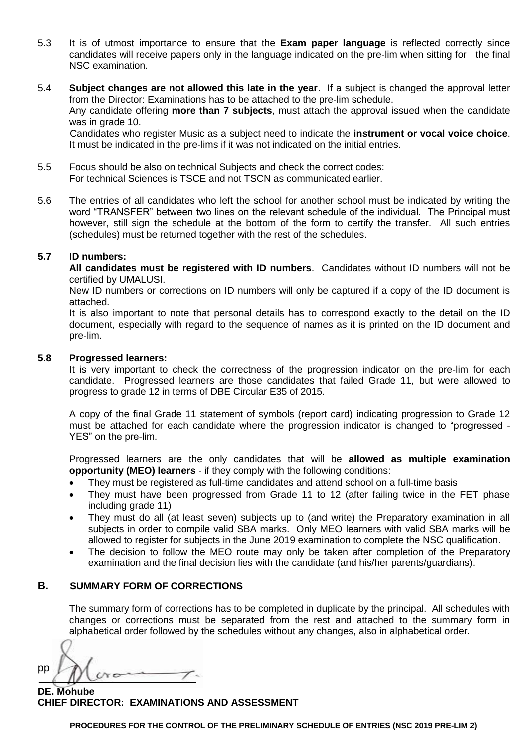5.3 It is of utmost importance to ensure that the **Exam paper language** is reflected correctly since candidates will receive papers only in the language indicated on the pre-lim when sitting for the final NSC examination.

5.4 **Subject changes are not allowed this late in the year**. If a subject is changed the approval letter from the Director: Examinations has to be attached to the pre-lim schedule.
Any candidate offering **more than 7 subjects**, must attach the approval issued when the candidate was in grade 10.
Candidates who register Music as a subject need to indicate the **instrument or vocal voice choice**. It must be indicated in the pre-lims if it was not indicated on the initial entries.

5.5 Focus should be also on technical Subjects and check the correct codes:
For technical Sciences is TSCE and not TSCN as communicated earlier.

5.6 The entries of all candidates who left the school for another school must be indicated by writing the word "TRANSFER" between two lines on the relevant schedule of the individual. The Principal must however, still sign the schedule at the bottom of the form to certify the transfer. All such entries (schedules) must be returned together with the rest of the schedules.

**5.7 ID numbers:**

**All candidates must be registered with ID numbers**. Candidates without ID numbers will not be certified by UMALUSI.

New ID numbers or corrections on ID numbers will only be captured if a copy of the ID document is attached.

It is also important to note that personal details has to correspond exactly to the detail on the ID document, especially with regard to the sequence of names as it is printed on the ID document and pre-lim.

**5.8 Progressed learners:**

It is very important to check the correctness of the progression indicator on the pre-lim for each candidate. Progressed learners are those candidates that failed Grade 11, but were allowed to progress to grade 12 in terms of DBE Circular E35 of 2015.

A copy of the final Grade 11 statement of symbols (report card) indicating progression to Grade 12 must be attached for each candidate where the progression indicator is changed to "progressed - YES" on the pre-lim.

Progressed learners are the only candidates that will be **allowed as multiple examination opportunity (MEO) learners** - if they comply with the following conditions:

- They must be registered as full-time candidates and attend school on a full-time basis
- They must have been progressed from Grade 11 to 12 (after failing twice in the FET phase including grade 11)
- They must do all (at least seven) subjects up to (and write) the Preparatory examination in all subjects in order to compile valid SBA marks. Only MEO learners with valid SBA marks will be allowed to register for subjects in the June 2019 examination to complete the NSC qualification.
- The decision to follow the MEO route may only be taken after completion of the Preparatory examination and the final decision lies with the candidate (and his/her parents/guardians).

## B. SUMMARY FORM OF CORRECTIONS

The summary form of corrections has to be completed in duplicate by the principal. All schedules with changes or corrections must be separated from the rest and attached to the summary form in alphabetical order followed by the schedules without any changes, also in alphabetical order.

pp

**DE. Mohube**
**CHIEF DIRECTOR: EXAMINATIONS AND ASSESSMENT**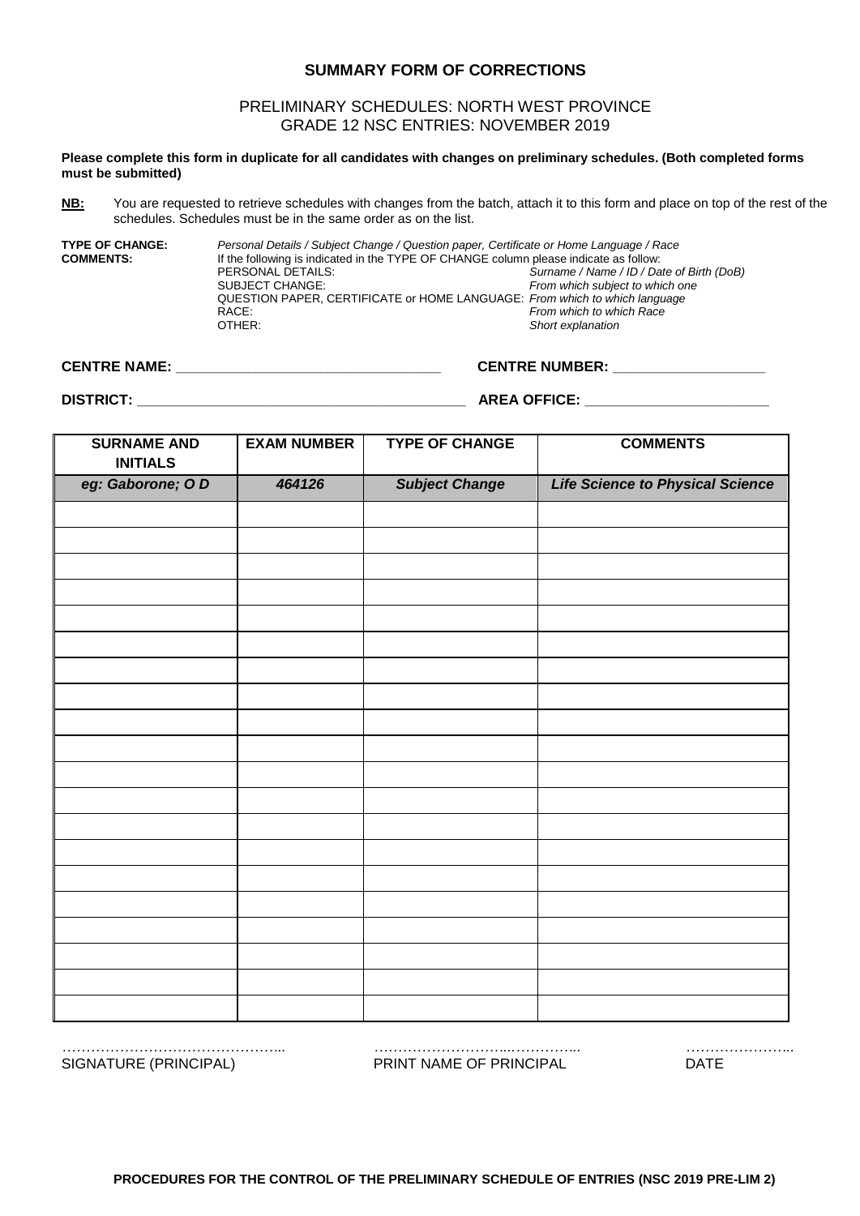## SUMMARY FORM OF CORRECTIONS

PRELIMINARY SCHEDULES: NORTH WEST PROVINCE
GRADE 12 NSC ENTRIES: NOVEMBER 2019

**Please complete this form in duplicate for all candidates with changes on preliminary schedules. (Both completed forms must be submitted)**

**NB:** You are requested to retrieve schedules with changes from the batch, attach it to this form and place on top of the rest of the schedules. Schedules must be in the same order as on the list.

**TYPE OF CHANGE:** *Personal Details / Subject Change / Question paper, Certificate or Home Language / Race*
**COMMENTS:** If the following is indicated in the TYPE OF CHANGE column please indicate as follow:

PERSONAL DETAILS: *Surname / Name / ID / Date of Birth (DoB)*
SUBJECT CHANGE: *From which subject to which one*
QUESTION PAPER, CERTIFICATE or HOME LANGUAGE: *From which to which language*
RACE: *From which to which Race*
OTHER: *Short explanation*

**CENTRE NAME:** ________________________________ **CENTRE NUMBER:** __________________

**DISTRICT:** _________________________________________ **AREA OFFICE:** ______________________

| SURNAME AND INITIALS | EXAM NUMBER | TYPE OF CHANGE | COMMENTS |
|---|---|---|---|
| *eg: Gaborone; O D* | *464126* | *Subject Change* | *Life Science to Physical Science* |
| | | | |
| | | | |
| | | | |
| | | | |
| | | | |
| | | | |
| | | | |
| | | | |
| | | | |
| | | | |
| | | | |
| | | | |
| | | | |
| | | | |
| | | | |
| | | | |
| | | | |
| | | | |
| | | | |
| | | | |

……………………………………….. ……………………...………….. …………………..
SIGNATURE (PRINCIPAL) PRINT NAME OF PRINCIPAL DATE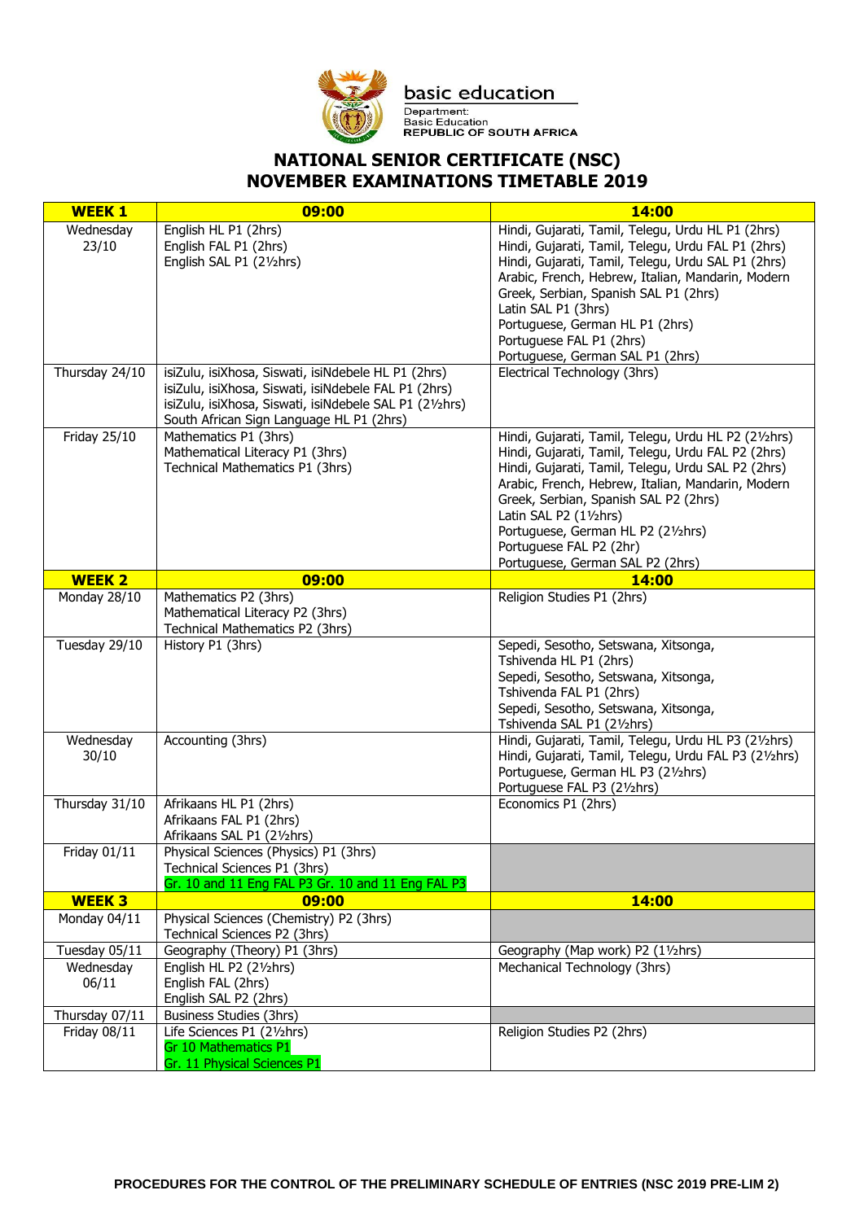basic education

Department:
Basic Education
REPUBLIC OF SOUTH AFRICA

# NATIONAL SENIOR CERTIFICATE (NSC)
# NOVEMBER EXAMINATIONS TIMETABLE 2019

| WEEK 1 | 09:00 | 14:00 |
|---|---|---|
| Wednesday 23/10 | English HL P1 (2hrs)<br>English FAL P1 (2hrs)<br>English SAL P1 (2½hrs) | Hindi, Gujarati, Tamil, Telegu, Urdu HL P1 (2hrs)<br>Hindi, Gujarati, Tamil, Telegu, Urdu FAL P1 (2hrs)<br>Hindi, Gujarati, Tamil, Telegu, Urdu SAL P1 (2hrs)<br>Arabic, French, Hebrew, Italian, Mandarin, Modern Greek, Serbian, Spanish SAL P1 (2hrs)<br>Latin SAL P1 (3hrs)<br>Portuguese, German HL P1 (2hrs)<br>Portuguese FAL P1 (2hrs)<br>Portuguese, German SAL P1 (2hrs) |
| Thursday 24/10 | isiZulu, isiXhosa, Siswati, isiNdebele HL P1 (2hrs)<br>isiZulu, isiXhosa, Siswati, isiNdebele FAL P1 (2hrs)<br>isiZulu, isiXhosa, Siswati, isiNdebele SAL P1 (2½hrs)<br>South African Sign Language HL P1 (2hrs) | Electrical Technology (3hrs) |
| Friday 25/10 | Mathematics P1 (3hrs)<br>Mathematical Literacy P1 (3hrs)<br>Technical Mathematics P1 (3hrs) | Hindi, Gujarati, Tamil, Telegu, Urdu HL P2 (2½hrs)<br>Hindi, Gujarati, Tamil, Telegu, Urdu FAL P2 (2hrs)<br>Hindi, Gujarati, Tamil, Telegu, Urdu SAL P2 (2hrs)<br>Arabic, French, Hebrew, Italian, Mandarin, Modern Greek, Serbian, Spanish SAL P2 (2hrs)<br>Latin SAL P2 (1½hrs)<br>Portuguese, German HL P2 (2½hrs)<br>Portuguese FAL P2 (2hr)<br>Portuguese, German SAL P2 (2hrs) |
| **WEEK 2** | **09:00** | **14:00** |
| Monday 28/10 | Mathematics P2 (3hrs)<br>Mathematical Literacy P2 (3hrs)<br>Technical Mathematics P2 (3hrs) | Religion Studies P1 (2hrs) |
| Tuesday 29/10 | History P1 (3hrs) | Sepedi, Sesotho, Setswana, Xitsonga, Tshivenda HL P1 (2hrs)<br>Sepedi, Sesotho, Setswana, Xitsonga, Tshivenda FAL P1 (2hrs)<br>Sepedi, Sesotho, Setswana, Xitsonga, Tshivenda SAL P1 (2½hrs) |
| Wednesday 30/10 | Accounting (3hrs) | Hindi, Gujarati, Tamil, Telegu, Urdu HL P3 (2½hrs)<br>Hindi, Gujarati, Tamil, Telegu, Urdu FAL P3 (2½hrs)<br>Portuguese, German HL P3 (2½hrs)<br>Portuguese FAL P3 (2½hrs) |
| Thursday 31/10 | Afrikaans HL P1 (2hrs)<br>Afrikaans FAL P1 (2hrs)<br>Afrikaans SAL P1 (2½hrs) | Economics P1 (2hrs) |
| Friday 01/11 | Physical Sciences (Physics) P1 (3hrs)<br>Technical Sciences P1 (3hrs)<br>Gr. 10 and 11 Eng FAL P3 Gr. 10 and 11 Eng FAL P3 | |
| **WEEK 3** | **09:00** | **14:00** |
| Monday 04/11 | Physical Sciences (Chemistry) P2 (3hrs)<br>Technical Sciences P2 (3hrs) | |
| Tuesday 05/11 | Geography (Theory) P1 (3hrs) | Geography (Map work) P2 (1½hrs) |
| Wednesday 06/11 | English HL P2 (2½hrs)<br>English FAL (2hrs)<br>English SAL P2 (2hrs) | Mechanical Technology (3hrs) |
| Thursday 07/11 | Business Studies (3hrs) | |
| Friday 08/11 | Life Sciences P1 (2½hrs)<br>Gr 10 Mathematics P1<br>Gr. 11 Physical Sciences P1 | Religion Studies P2 (2hrs) |

**PROCEDURES FOR THE CONTROL OF THE PRELIMINARY SCHEDULE OF ENTRIES (NSC 2019 PRE-LIM 2)**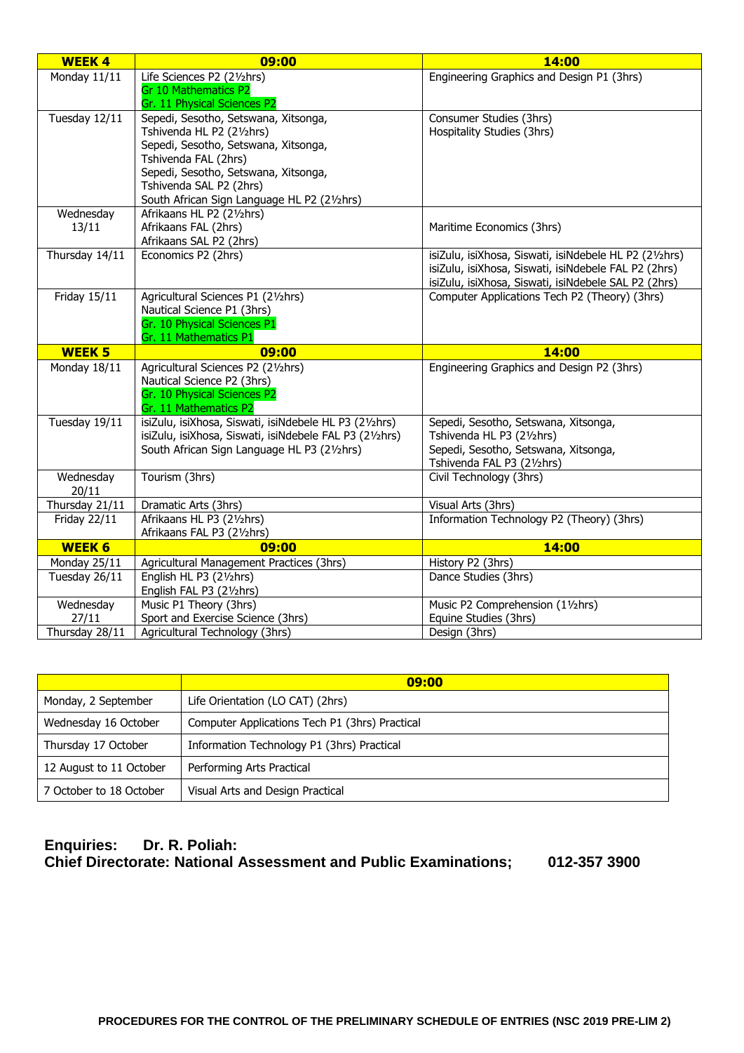| WEEK 4 | 09:00 | 14:00 |
|---|---|---|
| Monday 11/11 | Life Sciences P2 (2½hrs)<br>Gr 10 Mathematics P2<br>Gr. 11 Physical Sciences P2 | Engineering Graphics and Design P1 (3hrs) |
| Tuesday 12/11 | Sepedi, Sesotho, Setswana, Xitsonga, Tshivenda HL P2 (2½hrs)<br>Sepedi, Sesotho, Setswana, Xitsonga, Tshivenda FAL (2hrs)<br>Sepedi, Sesotho, Setswana, Xitsonga, Tshivenda SAL P2 (2hrs)<br>South African Sign Language HL P2 (2½hrs) | Consumer Studies (3hrs)<br>Hospitality Studies (3hrs) |
| Wednesday 13/11 | Afrikaans HL P2 (2½hrs)<br>Afrikaans FAL (2hrs)<br>Afrikaans SAL P2 (2hrs) | Maritime Economics (3hrs) |
| Thursday 14/11 | Economics P2 (2hrs) | isiZulu, isiXhosa, Siswati, isiNdebele HL P2 (2½hrs)<br>isiZulu, isiXhosa, Siswati, isiNdebele FAL P2 (2hrs)<br>isiZulu, isiXhosa, Siswati, isiNdebele SAL P2 (2hrs) |
| Friday 15/11 | Agricultural Sciences P1 (2½hrs)<br>Nautical Science P1 (3hrs)<br>Gr. 10 Physical Sciences P1<br>Gr. 11 Mathematics P1 | Computer Applications Tech P2 (Theory) (3hrs) |
| **WEEK 5** | **09:00** | **14:00** |
| Monday 18/11 | Agricultural Sciences P2 (2½hrs)<br>Nautical Science P2 (3hrs)<br>Gr. 10 Physical Sciences P2<br>Gr. 11 Mathematics P2 | Engineering Graphics and Design P2 (3hrs) |
| Tuesday 19/11 | isiZulu, isiXhosa, Siswati, isiNdebele HL P3 (2½hrs)<br>isiZulu, isiXhosa, Siswati, isiNdebele FAL P3 (2½hrs)<br>South African Sign Language HL P3 (2½hrs) | Sepedi, Sesotho, Setswana, Xitsonga, Tshivenda HL P3 (2½hrs)<br>Sepedi, Sesotho, Setswana, Xitsonga, Tshivenda FAL P3 (2½hrs) |
| Wednesday 20/11 | Tourism (3hrs) | Civil Technology (3hrs) |
| Thursday 21/11 | Dramatic Arts (3hrs) | Visual Arts (3hrs) |
| Friday 22/11 | Afrikaans HL P3 (2½hrs)<br>Afrikaans FAL P3 (2½hrs) | Information Technology P2 (Theory) (3hrs) |
| **WEEK 6** | **09:00** | **14:00** |
| Monday 25/11 | Agricultural Management Practices (3hrs) | History P2 (3hrs) |
| Tuesday 26/11 | English HL P3 (2½hrs)<br>English FAL P3 (2½hrs) | Dance Studies (3hrs) |
| Wednesday 27/11 | Music P1 Theory (3hrs)<br>Sport and Exercise Science (3hrs) | Music P2 Comprehension (1½hrs)<br>Equine Studies (3hrs) |
| Thursday 28/11 | Agricultural Technology (3hrs) | Design (3hrs) |

| | 09:00 |
|---|---|
| Monday, 2 September | Life Orientation (LO CAT) (2hrs) |
| Wednesday 16 October | Computer Applications Tech P1 (3hrs) Practical |
| Thursday 17 October | Information Technology P1 (3hrs) Practical |
| 12 August to 11 October | Performing Arts Practical |
| 7 October to 18 October | Visual Arts and Design Practical |

**Enquiries: Dr. R. Poliah:**
**Chief Directorate: National Assessment and Public Examinations; 012-357 3900**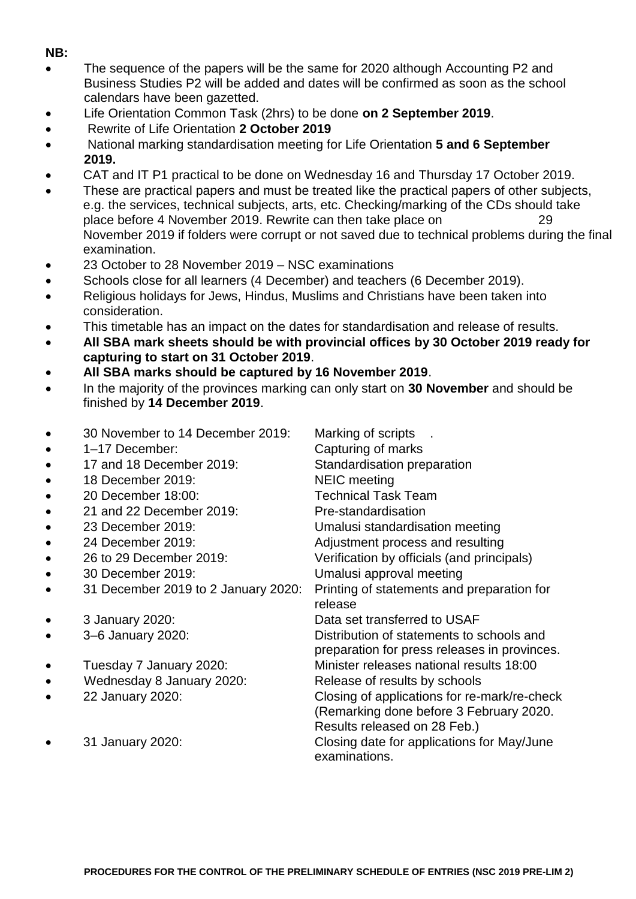**NB:**

- The sequence of the papers will be the same for 2020 although Accounting P2 and Business Studies P2 will be added and dates will be confirmed as soon as the school calendars have been gazetted.
- Life Orientation Common Task (2hrs) to be done **on 2 September 2019**.
- Rewrite of Life Orientation **2 October 2019**
- National marking standardisation meeting for Life Orientation **5 and 6 September 2019.**
- CAT and IT P1 practical to be done on Wednesday 16 and Thursday 17 October 2019.
- These are practical papers and must be treated like the practical papers of other subjects, e.g. the services, technical subjects, arts, etc. Checking/marking of the CDs should take place before 4 November 2019. Rewrite can then take place on 29 November 2019 if folders were corrupt or not saved due to technical problems during the final examination.
- 23 October to 28 November 2019 – NSC examinations
- Schools close for all learners (4 December) and teachers (6 December 2019).
- Religious holidays for Jews, Hindus, Muslims and Christians have been taken into consideration.
- This timetable has an impact on the dates for standardisation and release of results.
- **All SBA mark sheets should be with provincial offices by 30 October 2019 ready for capturing to start on 31 October 2019**.
- **All SBA marks should be captured by 16 November 2019**.
- In the majority of the provinces marking can only start on **30 November** and should be finished by **14 December 2019**.

- 30 November to 14 December 2019: Marking of scripts .
- 1–17 December: Capturing of marks
- 17 and 18 December 2019: Standardisation preparation
- 18 December 2019: NEIC meeting
- 20 December 18:00: Technical Task Team
- 21 and 22 December 2019: Pre-standardisation
- 23 December 2019: Umalusi standardisation meeting
- 24 December 2019: Adjustment process and resulting
- 26 to 29 December 2019: Verification by officials (and principals)
- 30 December 2019: Umalusi approval meeting
- 31 December 2019 to 2 January 2020: Printing of statements and preparation for release
- 3 January 2020: Data set transferred to USAF
- 3–6 January 2020: Distribution of statements to schools and preparation for press releases in provinces.
- Tuesday 7 January 2020: Minister releases national results 18:00
- Wednesday 8 January 2020: Release of results by schools
- 22 January 2020: Closing of applications for re-mark/re-check (Remarking done before 3 February 2020. Results released on 28 Feb.)
- 31 January 2020: Closing date for applications for May/June examinations.